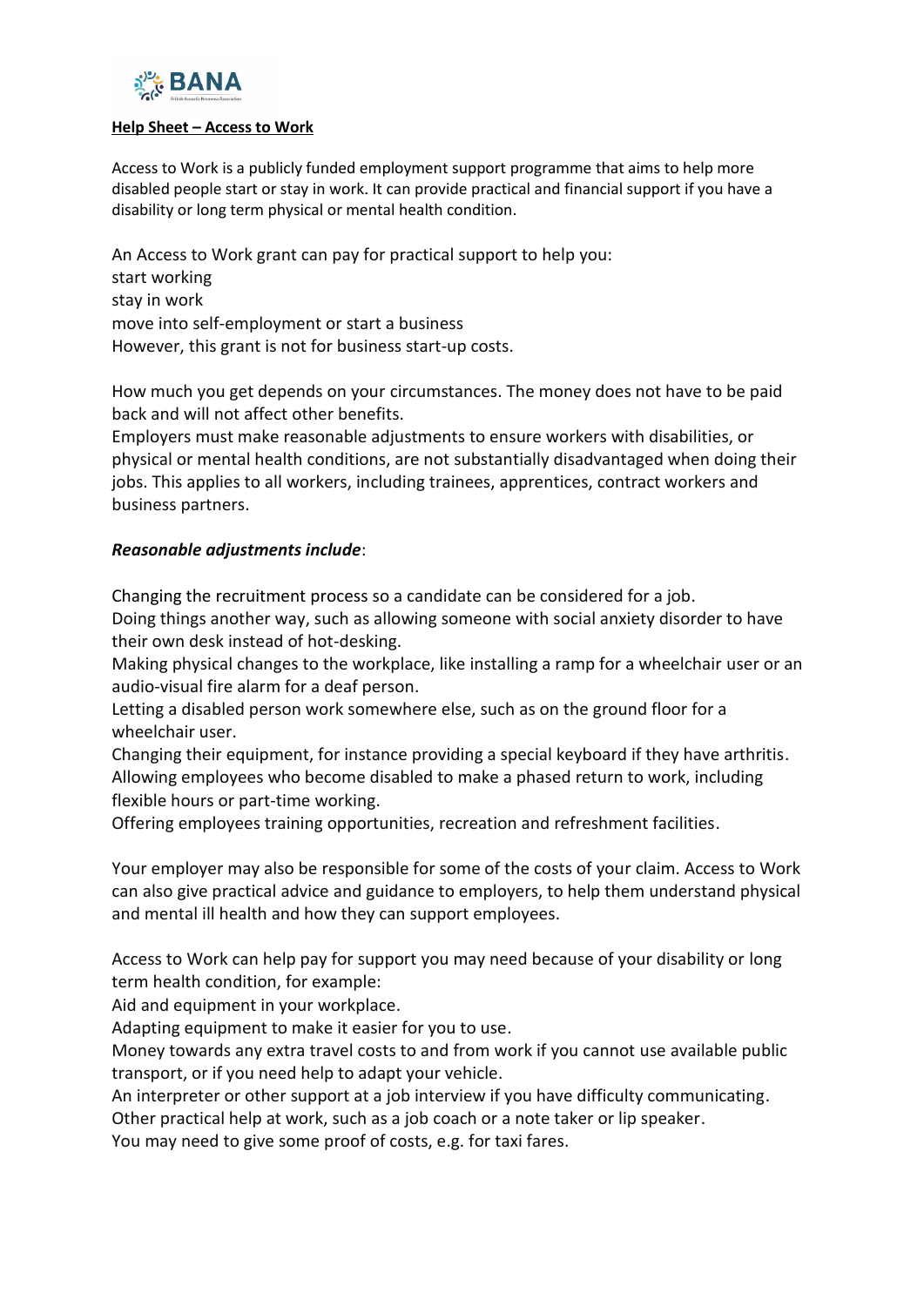BANA

**Help Sheet – Access to Work**

Access to Work is a publicly funded employment support programme that aims to help more disabled people start or stay in work. It can provide practical and financial support if you have a disability or long term physical or mental health condition.

An Access to Work grant can pay for practical support to help you:
start working
stay in work
move into self-employment or start a business
However, this grant is not for business start-up costs.

How much you get depends on your circumstances. The money does not have to be paid back and will not affect other benefits.
Employers must make reasonable adjustments to ensure workers with disabilities, or physical or mental health conditions, are not substantially disadvantaged when doing their jobs. This applies to all workers, including trainees, apprentices, contract workers and business partners.

***Reasonable adjustments include***:

Changing the recruitment process so a candidate can be considered for a job.
Doing things another way, such as allowing someone with social anxiety disorder to have their own desk instead of hot-desking.
Making physical changes to the workplace, like installing a ramp for a wheelchair user or an audio-visual fire alarm for a deaf person.
Letting a disabled person work somewhere else, such as on the ground floor for a wheelchair user.
Changing their equipment, for instance providing a special keyboard if they have arthritis.
Allowing employees who become disabled to make a phased return to work, including flexible hours or part-time working.
Offering employees training opportunities, recreation and refreshment facilities.

Your employer may also be responsible for some of the costs of your claim. Access to Work can also give practical advice and guidance to employers, to help them understand physical and mental ill health and how they can support employees.

Access to Work can help pay for support you may need because of your disability or long term health condition, for example:
Aid and equipment in your workplace.
Adapting equipment to make it easier for you to use.
Money towards any extra travel costs to and from work if you cannot use available public transport, or if you need help to adapt your vehicle.
An interpreter or other support at a job interview if you have difficulty communicating.
Other practical help at work, such as a job coach or a note taker or lip speaker.
You may need to give some proof of costs, e.g. for taxi fares.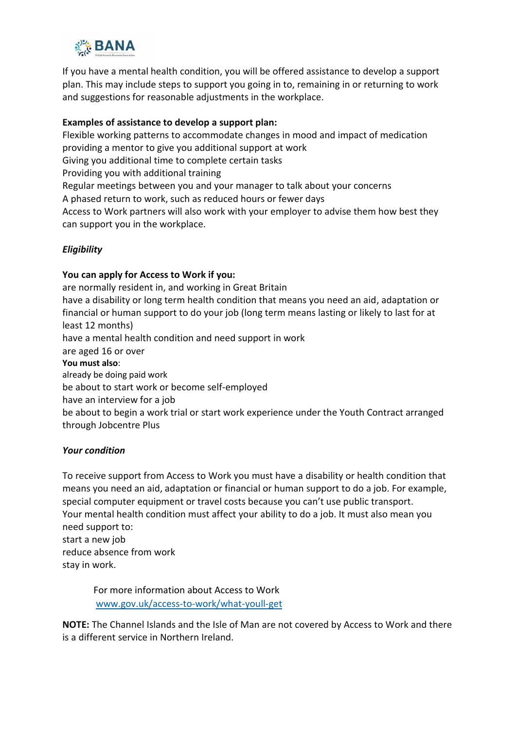If you have a mental health condition, you will be offered assistance to develop a support plan. This may include steps to support you going in to, remaining in or returning to work and suggestions for reasonable adjustments in the workplace.

**Examples of assistance to develop a support plan:**

Flexible working patterns to accommodate changes in mood and impact of medication
providing a mentor to give you additional support at work
Giving you additional time to complete certain tasks
Providing you with additional training
Regular meetings between you and your manager to talk about your concerns
A phased return to work, such as reduced hours or fewer days
Access to Work partners will also work with your employer to advise them how best they can support you in the workplace.

***Eligibility***

**You can apply for Access to Work if you:**

are normally resident in, and working in Great Britain
have a disability or long term health condition that means you need an aid, adaptation or financial or human support to do your job (long term means lasting or likely to last for at least 12 months)
have a mental health condition and need support in work
are aged 16 or over

**You must also**:

already be doing paid work
be about to start work or become self-employed
have an interview for a job
be about to begin a work trial or start work experience under the Youth Contract arranged through Jobcentre Plus

***Your condition***

To receive support from Access to Work you must have a disability or health condition that means you need an aid, adaptation or financial or human support to do a job. For example, special computer equipment or travel costs because you can't use public transport.
Your mental health condition must affect your ability to do a job. It must also mean you need support to:
start a new job
reduce absence from work
stay in work.

For more information about Access to Work
[www.gov.uk/access-to-work/what-youll-get](www.gov.uk/access-to-work/what-youll-get)

**NOTE:** The Channel Islands and the Isle of Man are not covered by Access to Work and there is a different service in Northern Ireland.